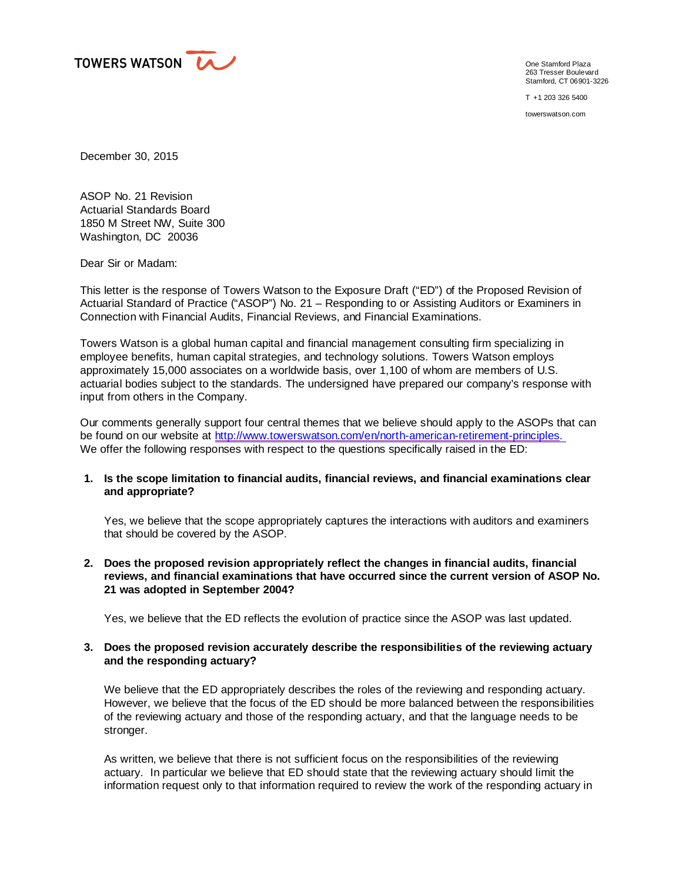TOWERS WATSON

One Stamford Plaza
263 Tresser Boulevard
Stamford, CT 06901-3226

T +1 203 326 5400

towerswatson.com

December 30, 2015

ASOP No. 21 Revision
Actuarial Standards Board
1850 M Street NW, Suite 300
Washington, DC 20036

Dear Sir or Madam:

This letter is the response of Towers Watson to the Exposure Draft ("ED") of the Proposed Revision of Actuarial Standard of Practice ("ASOP") No. 21 – Responding to or Assisting Auditors or Examiners in Connection with Financial Audits, Financial Reviews, and Financial Examinations.

Towers Watson is a global human capital and financial management consulting firm specializing in employee benefits, human capital strategies, and technology solutions. Towers Watson employs approximately 15,000 associates on a worldwide basis, over 1,100 of whom are members of U.S. actuarial bodies subject to the standards. The undersigned have prepared our company's response with input from others in the Company.

Our comments generally support four central themes that we believe should apply to the ASOPs that can be found on our website at http://www.towerswatson.com/en/north-american-retirement-principles. We offer the following responses with respect to the questions specifically raised in the ED:

1. **Is the scope limitation to financial audits, financial reviews, and financial examinations clear and appropriate?**

   Yes, we believe that the scope appropriately captures the interactions with auditors and examiners that should be covered by the ASOP.

2. **Does the proposed revision appropriately reflect the changes in financial audits, financial reviews, and financial examinations that have occurred since the current version of ASOP No. 21 was adopted in September 2004?**

   Yes, we believe that the ED reflects the evolution of practice since the ASOP was last updated.

3. **Does the proposed revision accurately describe the responsibilities of the reviewing actuary and the responding actuary?**

   We believe that the ED appropriately describes the roles of the reviewing and responding actuary. However, we believe that the focus of the ED should be more balanced between the responsibilities of the reviewing actuary and those of the responding actuary, and that the language needs to be stronger.

   As written, we believe that there is not sufficient focus on the responsibilities of the reviewing actuary. In particular we believe that ED should state that the reviewing actuary should limit the information request only to that information required to review the work of the responding actuary in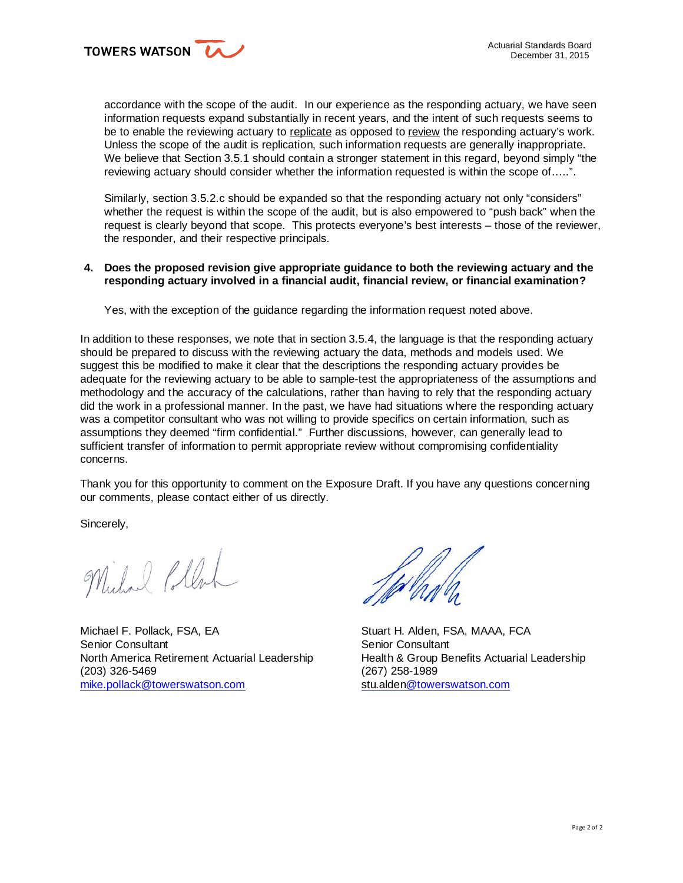accordance with the scope of the audit. In our experience as the responding actuary, we have seen information requests expand substantially in recent years, and the intent of such requests seems to be to enable the reviewing actuary to <u>replicate</u> as opposed to <u>review</u> the responding actuary's work. Unless the scope of the audit is replication, such information requests are generally inappropriate. We believe that Section 3.5.1 should contain a stronger statement in this regard, beyond simply "the reviewing actuary should consider whether the information requested is within the scope of…..".

Similarly, section 3.5.2.c should be expanded so that the responding actuary not only "considers" whether the request is within the scope of the audit, but is also empowered to "push back" when the request is clearly beyond that scope. This protects everyone's best interests – those of the reviewer, the responder, and their respective principals.

**4. Does the proposed revision give appropriate guidance to both the reviewing actuary and the responding actuary involved in a financial audit, financial review, or financial examination?**

Yes, with the exception of the guidance regarding the information request noted above.

In addition to these responses, we note that in section 3.5.4, the language is that the responding actuary should be prepared to discuss with the reviewing actuary the data, methods and models used. We suggest this be modified to make it clear that the descriptions the responding actuary provides be adequate for the reviewing actuary to be able to sample-test the appropriateness of the assumptions and methodology and the accuracy of the calculations, rather than having to rely that the responding actuary did the work in a professional manner. In the past, we have had situations where the responding actuary was a competitor consultant who was not willing to provide specifics on certain information, such as assumptions they deemed "firm confidential." Further discussions, however, can generally lead to sufficient transfer of information to permit appropriate review without compromising confidentiality concerns.

Thank you for this opportunity to comment on the Exposure Draft. If you have any questions concerning our comments, please contact either of us directly.

Sincerely,

Michael F. Pollack, FSA, EA
Senior Consultant
North America Retirement Actuarial Leadership
(203) 326-5469
mike.pollack@towerswatson.com

Stuart H. Alden, FSA, MAAA, FCA
Senior Consultant
Health & Group Benefits Actuarial Leadership
(267) 258-1989
stu.alden@towerswatson.com